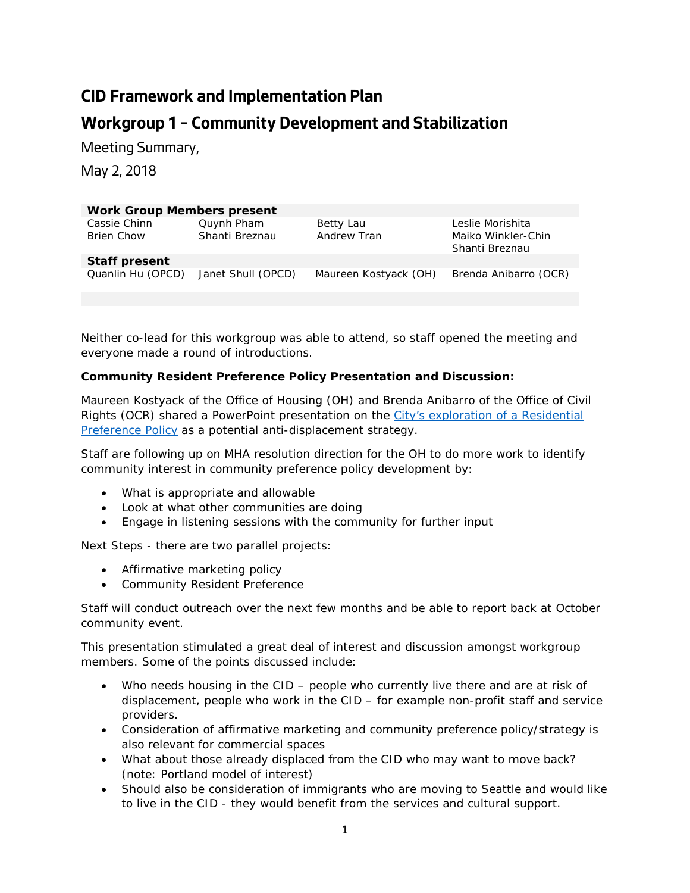# CID Framework and Implementation Plan

## Workgroup 1 – Community Development and Stabilization

Meeting Summary,

May 2, 2018

| Work Group Members present | | | |
|---|---|---|---|
| Cassie Chinn | Quynh Pham | Betty Lau | Leslie Morishita |
| Brien Chow | Shanti Breznau | Andrew Tran | Maiko Winkler-Chin |
| | | | Shanti Breznau |
| **Staff present** | | | |
| Quanlin Hu (OPCD) | Janet Shull (OPCD) | Maureen Kostyack (OH) | Brenda Anibarro (OCR) |

Neither co-lead for this workgroup was able to attend, so staff opened the meeting and everyone made a round of introductions.

**Community Resident Preference Policy Presentation and Discussion:**

Maureen Kostyack of the Office of Housing (OH) and Brenda Anibarro of the Office of Civil Rights (OCR) shared a PowerPoint presentation on the [City's exploration of a Residential Preference Policy](#) as a potential anti-displacement strategy.

Staff are following up on MHA resolution direction for the OH to do more work to identify community interest in community preference policy development by:

- What is appropriate and allowable
- Look at what other communities are doing
- Engage in listening sessions with the community for further input

Next Steps - there are two parallel projects:

- Affirmative marketing policy
- Community Resident Preference

Staff will conduct outreach over the next few months and be able to report back at October community event.

This presentation stimulated a great deal of interest and discussion amongst workgroup members. Some of the points discussed include:

- Who needs housing in the CID – people who currently live there and are at risk of displacement, people who work in the CID – for example non-profit staff and service providers.
- Consideration of affirmative marketing and community preference policy/strategy is also relevant for commercial spaces
- What about those already displaced from the CID who may want to move back? (note: Portland model of interest)
- Should also be consideration of immigrants who are moving to Seattle and would like to live in the CID - they would benefit from the services and cultural support.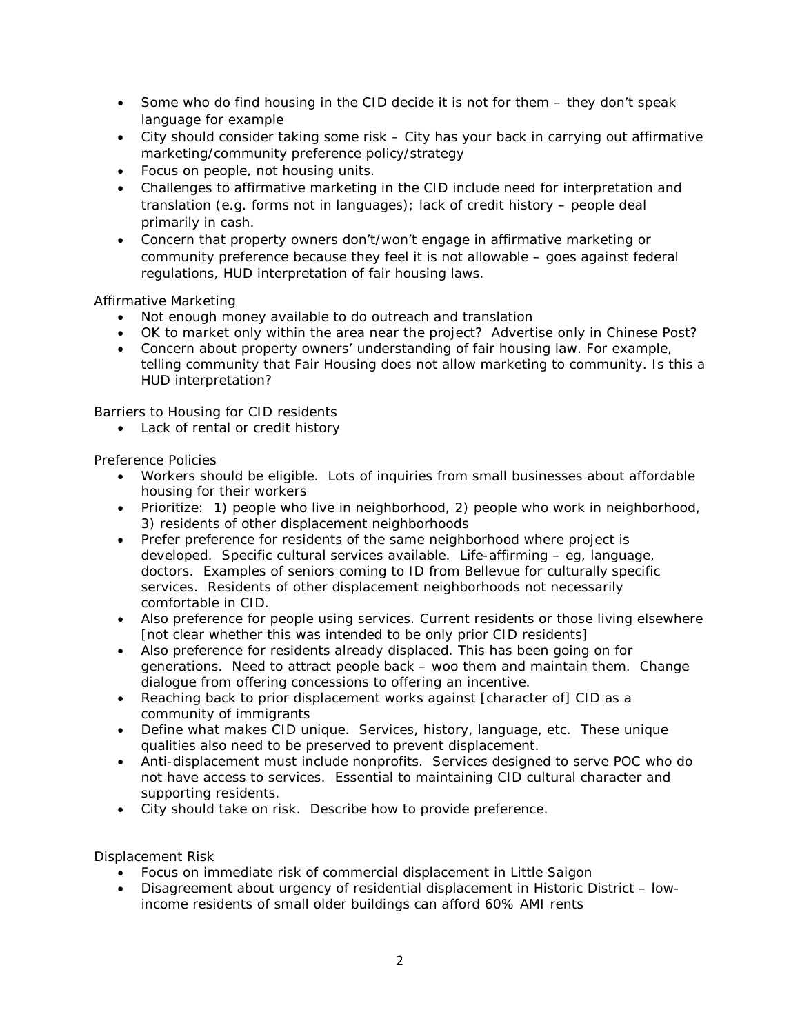- Some who do find housing in the CID decide it is not for them – they don't speak language for example
- City should consider taking some risk – City has your back in carrying out affirmative marketing/community preference policy/strategy
- Focus on people, not housing units.
- Challenges to affirmative marketing in the CID include need for interpretation and translation (e.g. forms not in languages); lack of credit history – people deal primarily in cash.
- Concern that property owners don't/won't engage in affirmative marketing or community preference because they feel it is not allowable – goes against federal regulations, HUD interpretation of fair housing laws.

Affirmative Marketing

- Not enough money available to do outreach and translation
- OK to market only within the area near the project? Advertise only in Chinese Post?
- Concern about property owners' understanding of fair housing law. For example, telling community that Fair Housing does not allow marketing to community. Is this a HUD interpretation?

Barriers to Housing for CID residents

- Lack of rental or credit history

Preference Policies

- Workers should be eligible. Lots of inquiries from small businesses about affordable housing for their workers
- Prioritize: 1) people who live in neighborhood, 2) people who work in neighborhood, 3) residents of other displacement neighborhoods
- Prefer preference for residents of the same neighborhood where project is developed. Specific cultural services available. Life-affirming – eg, language, doctors. Examples of seniors coming to ID from Bellevue for culturally specific services. Residents of other displacement neighborhoods not necessarily comfortable in CID.
- Also preference for people using services. Current residents or those living elsewhere [not clear whether this was intended to be only prior CID residents]
- Also preference for residents already displaced. This has been going on for generations. Need to attract people back – woo them and maintain them. Change dialogue from offering concessions to offering an incentive.
- Reaching back to prior displacement works against [character of] CID as a community of immigrants
- Define what makes CID unique. Services, history, language, etc. These unique qualities also need to be preserved to prevent displacement.
- Anti-displacement must include nonprofits. Services designed to serve POC who do not have access to services. Essential to maintaining CID cultural character and supporting residents.
- City should take on risk. Describe how to provide preference.

Displacement Risk

- Focus on immediate risk of commercial displacement in Little Saigon
- Disagreement about urgency of residential displacement in Historic District – low-income residents of small older buildings can afford 60% AMI rents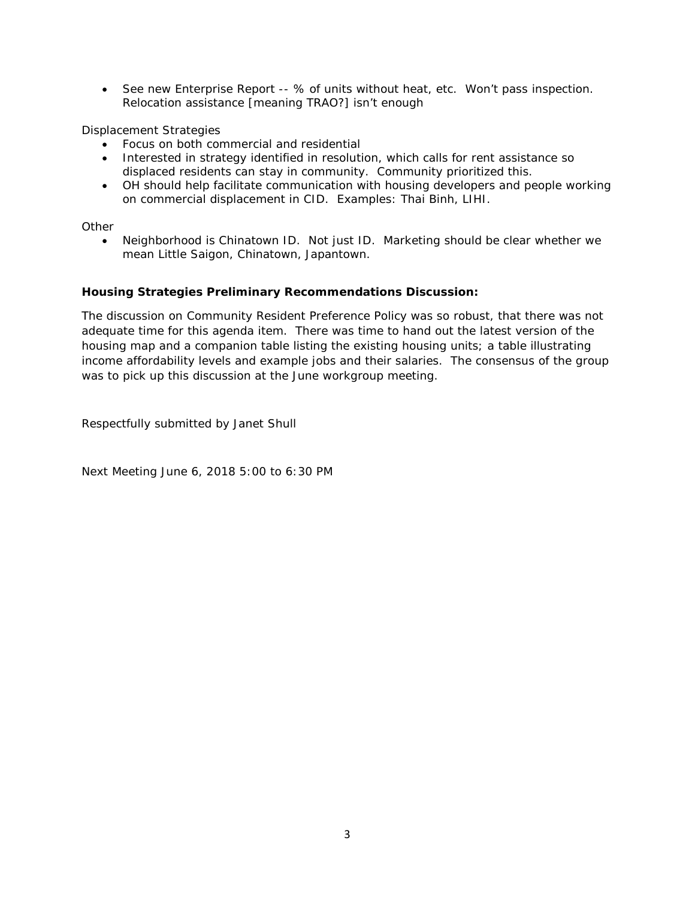- See new Enterprise Report -- % of units without heat, etc. Won't pass inspection. Relocation assistance [meaning TRAO?] isn't enough

Displacement Strategies

- Focus on both commercial and residential
- Interested in strategy identified in resolution, which calls for rent assistance so displaced residents can stay in community. Community prioritized this.
- OH should help facilitate communication with housing developers and people working on commercial displacement in CID. Examples: Thai Binh, LIHI.

Other

- Neighborhood is Chinatown ID. Not just ID. Marketing should be clear whether we mean Little Saigon, Chinatown, Japantown.

**Housing Strategies Preliminary Recommendations Discussion:**

The discussion on Community Resident Preference Policy was so robust, that there was not adequate time for this agenda item. There was time to hand out the latest version of the housing map and a companion table listing the existing housing units; a table illustrating income affordability levels and example jobs and their salaries. The consensus of the group was to pick up this discussion at the June workgroup meeting.

Respectfully submitted by Janet Shull

Next Meeting June 6, 2018 5:00 to 6:30 PM